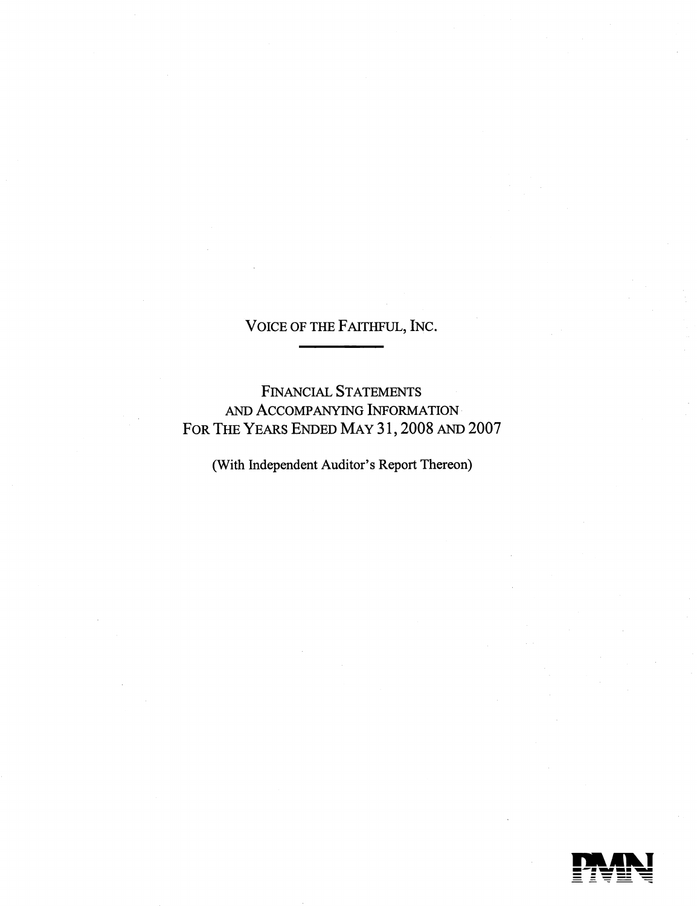# VOICE OF THE FAITHFUL, INC.

---

## FINANCIAL STATEMENTS
## AND ACCOMPANYING INFORMATION
## FOR THE YEARS ENDED MAY 31, 2008 AND 2007

(With Independent Auditor's Report Thereon)

PMN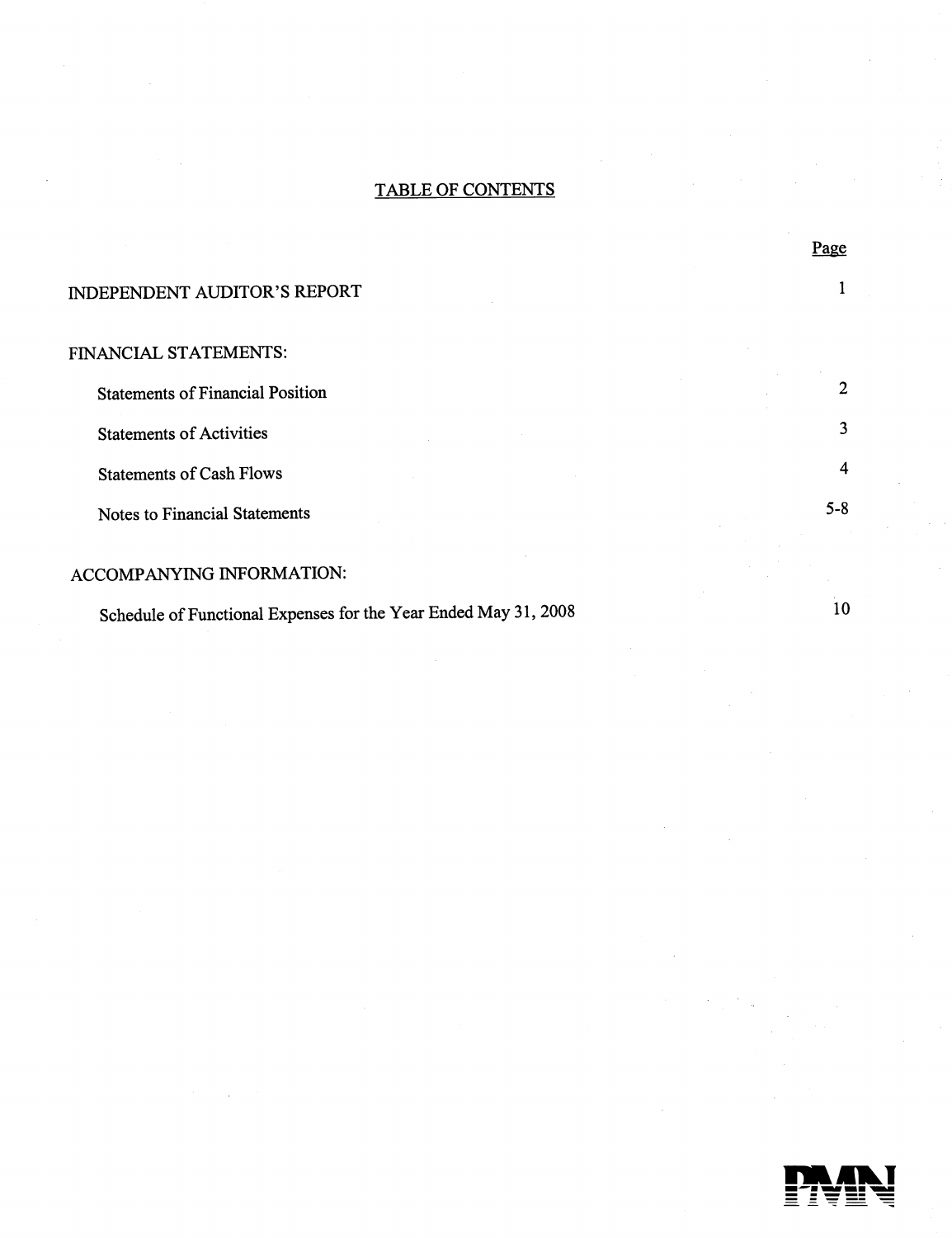# TABLE OF CONTENTS

| | Page |
|---|---|
| INDEPENDENT AUDITOR'S REPORT | 1 |
| FINANCIAL STATEMENTS: | |
| Statements of Financial Position | 2 |
| Statements of Activities | 3 |
| Statements of Cash Flows | 4 |
| Notes to Financial Statements | 5-8 |
| ACCOMPANYING INFORMATION: | |
| Schedule of Functional Expenses for the Year Ended May 31, 2008 | 10 |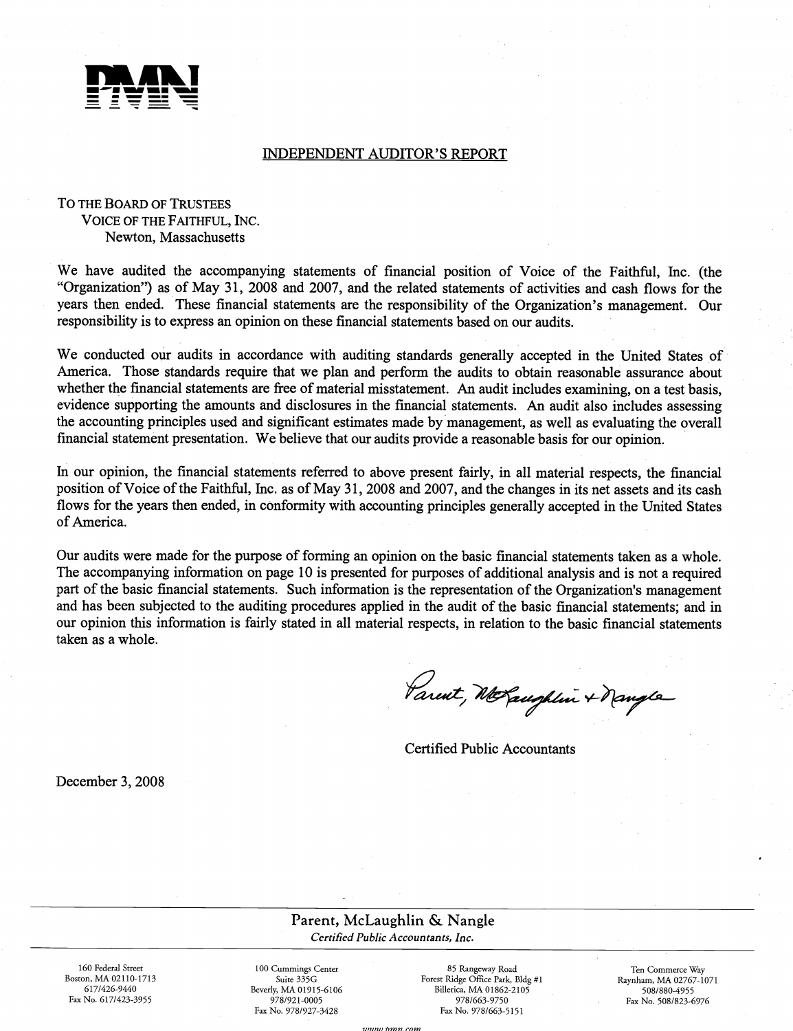PMN

## INDEPENDENT AUDITOR'S REPORT

TO THE BOARD OF TRUSTEES
VOICE OF THE FAITHFUL, INC.
Newton, Massachusetts

We have audited the accompanying statements of financial position of Voice of the Faithful, Inc. (the "Organization") as of May 31, 2008 and 2007, and the related statements of activities and cash flows for the years then ended. These financial statements are the responsibility of the Organization's management. Our responsibility is to express an opinion on these financial statements based on our audits.

We conducted our audits in accordance with auditing standards generally accepted in the United States of America. Those standards require that we plan and perform the audits to obtain reasonable assurance about whether the financial statements are free of material misstatement. An audit includes examining, on a test basis, evidence supporting the amounts and disclosures in the financial statements. An audit also includes assessing the accounting principles used and significant estimates made by management, as well as evaluating the overall financial statement presentation. We believe that our audits provide a reasonable basis for our opinion.

In our opinion, the financial statements referred to above present fairly, in all material respects, the financial position of Voice of the Faithful, Inc. as of May 31, 2008 and 2007, and the changes in its net assets and its cash flows for the years then ended, in conformity with accounting principles generally accepted in the United States of America.

Our audits were made for the purpose of forming an opinion on the basic financial statements taken as a whole. The accompanying information on page 10 is presented for purposes of additional analysis and is not a required part of the basic financial statements. Such information is the representation of the Organization's management and has been subjected to the auditing procedures applied in the audit of the basic financial statements; and in our opinion this information is fairly stated in all material respects, in relation to the basic financial statements taken as a whole.

*Parent, McLaughlin + Nangle*

Certified Public Accountants

December 3, 2008

Parent, McLaughlin & Nangle
*Certified Public Accountants, Inc.*

160 Federal Street, Boston, MA 02110-1713, 617/426-9440, Fax No. 617/423-3955

100 Cummings Center, Suite 335G, Beverly, MA 01915-6106, 978/921-0005, Fax No. 978/927-3428

85 Rangeway Road, Forest Ridge Office Park, Bldg #1, Billerica, MA 01862-2105, 978/663-9750, Fax No. 978/663-5151

Ten Commerce Way, Raynham, MA 02767-1071, 508/880-4955, Fax No. 508/823-6976

www.pmn.com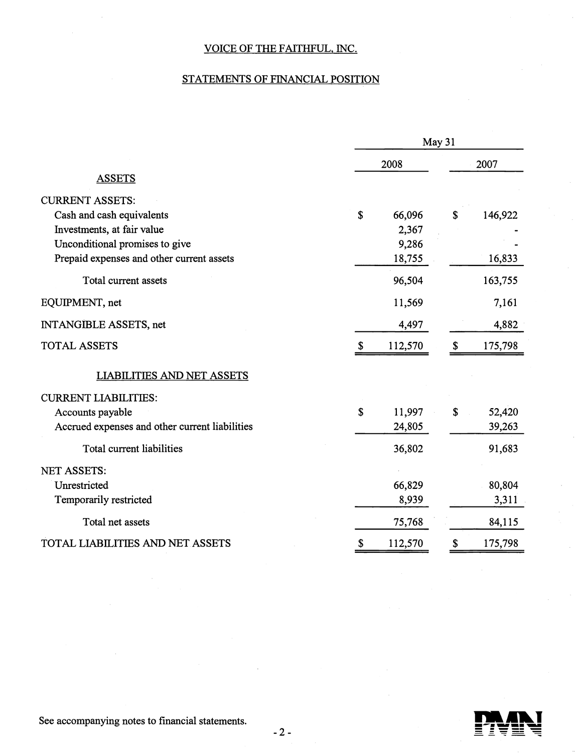# VOICE OF THE FAITHFUL, INC.

## STATEMENTS OF FINANCIAL POSITION

| | May 31 | |
|---|---|---|
| | 2008 | 2007 |
| **ASSETS** | | |
| CURRENT ASSETS: | | |
| Cash and cash equivalents | $ 66,096 | $ 146,922 |
| Investments, at fair value | 2,367 | - |
| Unconditional promises to give | 9,286 | - |
| Prepaid expenses and other current assets | 18,755 | 16,833 |
| Total current assets | 96,504 | 163,755 |
| EQUIPMENT, net | 11,569 | 7,161 |
| INTANGIBLE ASSETS, net | 4,497 | 4,882 |
| TOTAL ASSETS | $ 112,570 | $ 175,798 |
| **LIABILITIES AND NET ASSETS** | | |
| CURRENT LIABILITIES: | | |
| Accounts payable | $ 11,997 | $ 52,420 |
| Accrued expenses and other current liabilities | 24,805 | 39,263 |
| Total current liabilities | 36,802 | 91,683 |
| NET ASSETS: | | |
| Unrestricted | 66,829 | 80,804 |
| Temporarily restricted | 8,939 | 3,311 |
| Total net assets | 75,768 | 84,115 |
| TOTAL LIABILITIES AND NET ASSETS | $ 112,570 | $ 175,798 |

See accompanying notes to financial statements.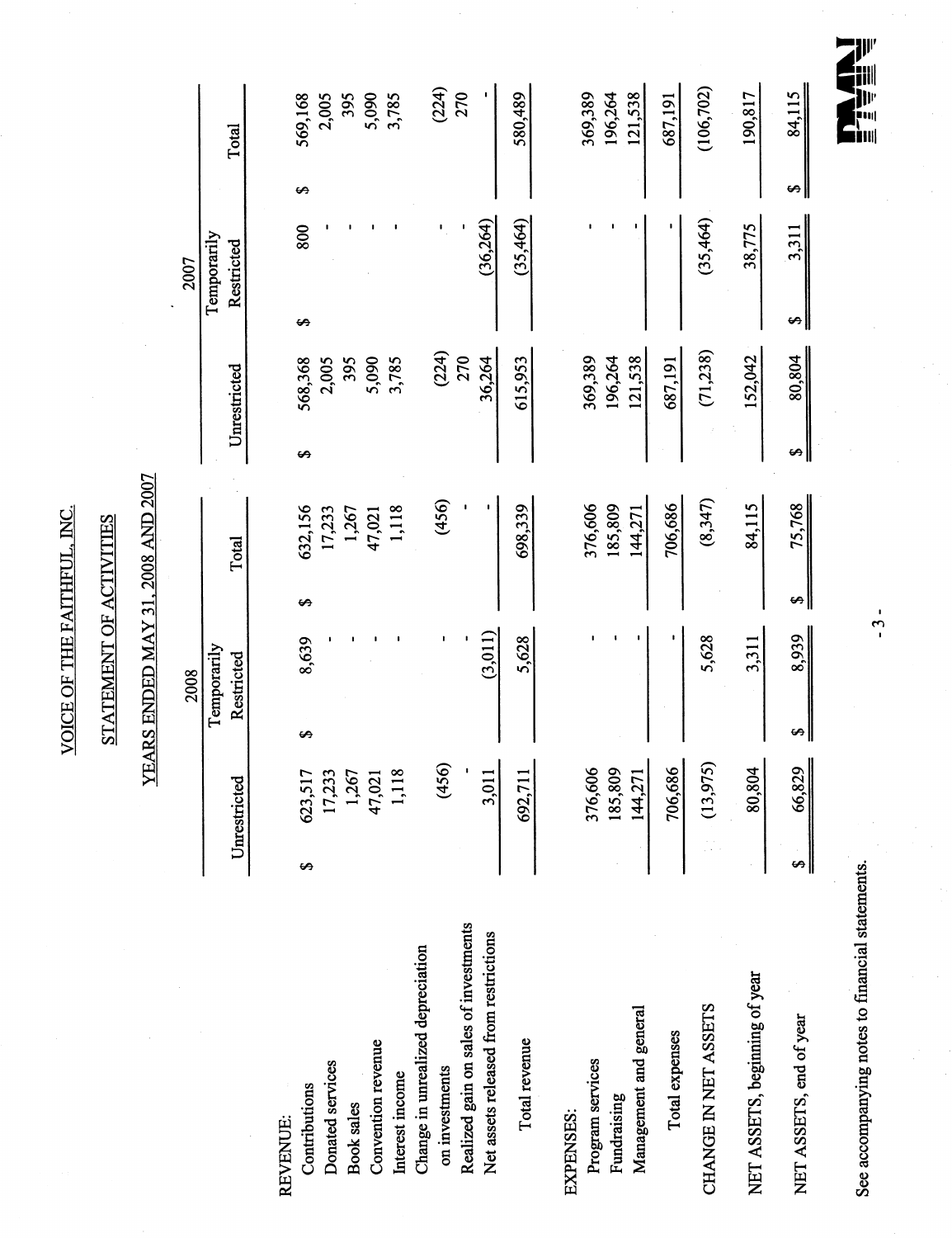# VOICE OF THE FAITHFUL, INC.

## STATEMENT OF ACTIVITIES

### YEARS ENDED MAY 31, 2008 AND 2007

| | 2008 | | | 2007 | | |
|---|---|---|---|---|---|---|
| | Unrestricted | Temporarily Restricted | Total | Unrestricted | Temporarily Restricted | Total |
| REVENUE: | | | | | | |
| Contributions | $ 623,517 | $ 8,639 | $ 632,156 | $ 568,368 | $ 800 | $ 569,168 |
| Donated services | 17,233 | - | 17,233 | 2,005 | - | 2,005 |
| Book sales | 1,267 | - | 1,267 | 395 | - | 395 |
| Convention revenue | 47,021 | - | 47,021 | 5,090 | - | 5,090 |
| Interest income | 1,118 | - | 1,118 | 3,785 | - | 3,785 |
| Change in unrealized depreciation on investments | (456) | - | (456) | (224) | - | (224) |
| Realized gain on sales of investments | - | - | - | 270 | - | 270 |
| Net assets released from restrictions | 3,011 | (3,011) | - | 36,264 | (36,264) | - |
| Total revenue | 692,711 | 5,628 | 698,339 | 615,953 | (35,464) | 580,489 |
| EXPENSES: | | | | | | |
| Program services | 376,606 | - | 376,606 | 369,389 | - | 369,389 |
| Fundraising | 185,809 | - | 185,809 | 196,264 | - | 196,264 |
| Management and general | 144,271 | - | 144,271 | 121,538 | - | 121,538 |
| Total expenses | 706,686 | - | 706,686 | 687,191 | - | 687,191 |
| CHANGE IN NET ASSETS | (13,975) | 5,628 | (8,347) | (71,238) | (35,464) | (106,702) |
| NET ASSETS, beginning of year | 80,804 | 3,311 | 84,115 | 152,042 | 38,775 | 190,817 |
| NET ASSETS, end of year | $ 66,829 | $ 8,939 | $ 75,768 | $ 80,804 | $ 3,311 | $ 84,115 |

See accompanying notes to financial statements.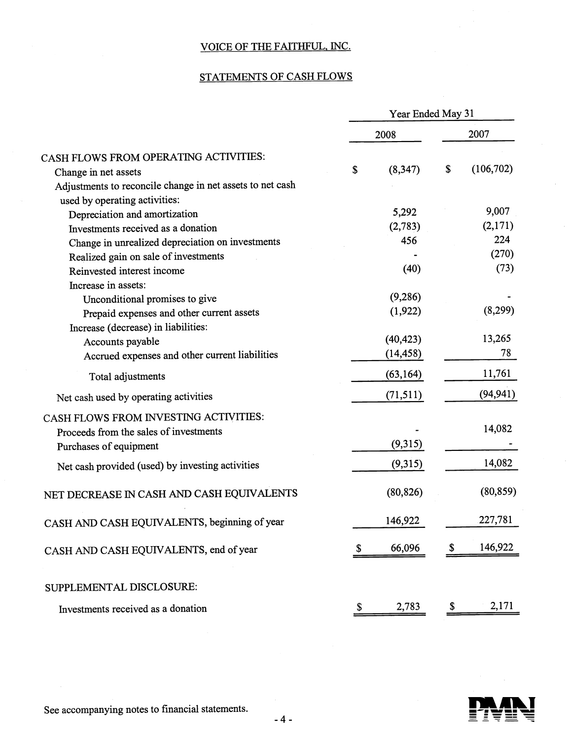# VOICE OF THE FAITHFUL, INC.

## STATEMENTS OF CASH FLOWS

| | Year Ended May 31 | |
|---|---|---|
| | 2008 | 2007 |
| **CASH FLOWS FROM OPERATING ACTIVITIES:** | | |
| Change in net assets | $ (8,347) | $ (106,702) |
| Adjustments to reconcile change in net assets to net cash used by operating activities: | | |
| Depreciation and amortization | 5,292 | 9,007 |
| Investments received as a donation | (2,783) | (2,171) |
| Change in unrealized depreciation on investments | 456 | 224 |
| Realized gain on sale of investments | - | (270) |
| Reinvested interest income | (40) | (73) |
| Increase in assets: | | |
| Unconditional promises to give | (9,286) | - |
| Prepaid expenses and other current assets | (1,922) | (8,299) |
| Increase (decrease) in liabilities: | | |
| Accounts payable | (40,423) | 13,265 |
| Accrued expenses and other current liabilities | (14,458) | 78 |
| Total adjustments | (63,164) | 11,761 |
| Net cash used by operating activities | (71,511) | (94,941) |
| **CASH FLOWS FROM INVESTING ACTIVITIES:** | | |
| Proceeds from the sales of investments | - | 14,082 |
| Purchases of equipment | (9,315) | - |
| Net cash provided (used) by investing activities | (9,315) | 14,082 |
| NET DECREASE IN CASH AND CASH EQUIVALENTS | (80,826) | (80,859) |
| CASH AND CASH EQUIVALENTS, beginning of year | 146,922 | 227,781 |
| CASH AND CASH EQUIVALENTS, end of year | $ 66,096 | $ 146,922 |
| **SUPPLEMENTAL DISCLOSURE:** | | |
| Investments received as a donation | $ 2,783 | $ 2,171 |

See accompanying notes to financial statements.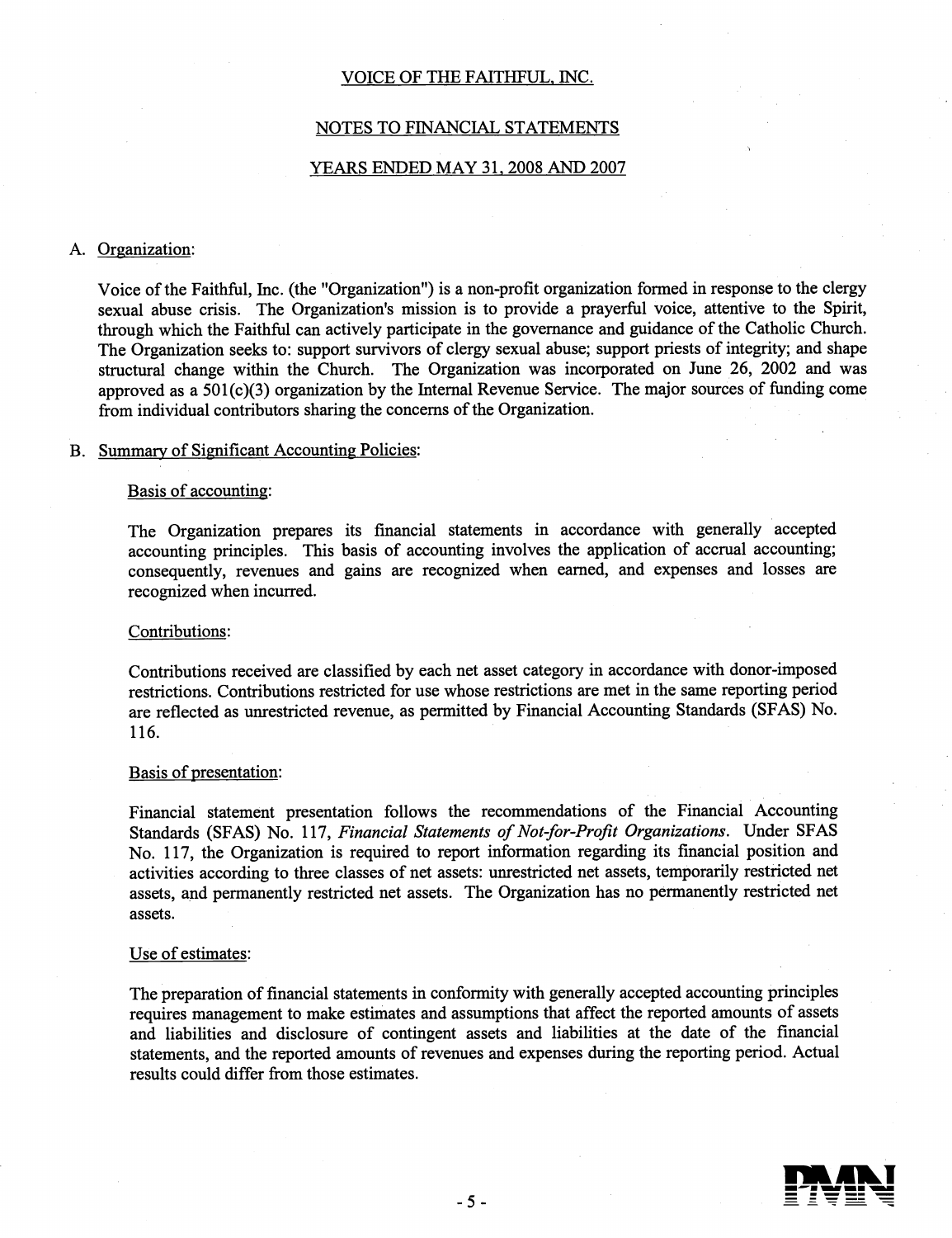# VOICE OF THE FAITHFUL, INC.

## NOTES TO FINANCIAL STATEMENTS

## YEARS ENDED MAY 31, 2008 AND 2007

A. Organization:

Voice of the Faithful, Inc. (the "Organization") is a non-profit organization formed in response to the clergy sexual abuse crisis. The Organization's mission is to provide a prayerful voice, attentive to the Spirit, through which the Faithful can actively participate in the governance and guidance of the Catholic Church. The Organization seeks to: support survivors of clergy sexual abuse; support priests of integrity; and shape structural change within the Church. The Organization was incorporated on June 26, 2002 and was approved as a 501(c)(3) organization by the Internal Revenue Service. The major sources of funding come from individual contributors sharing the concerns of the Organization.

B. Summary of Significant Accounting Policies:

Basis of accounting:

The Organization prepares its financial statements in accordance with generally accepted accounting principles. This basis of accounting involves the application of accrual accounting; consequently, revenues and gains are recognized when earned, and expenses and losses are recognized when incurred.

Contributions:

Contributions received are classified by each net asset category in accordance with donor-imposed restrictions. Contributions restricted for use whose restrictions are met in the same reporting period are reflected as unrestricted revenue, as permitted by Financial Accounting Standards (SFAS) No. 116.

Basis of presentation:

Financial statement presentation follows the recommendations of the Financial Accounting Standards (SFAS) No. 117, *Financial Statements of Not-for-Profit Organizations*. Under SFAS No. 117, the Organization is required to report information regarding its financial position and activities according to three classes of net assets: unrestricted net assets, temporarily restricted net assets, and permanently restricted net assets. The Organization has no permanently restricted net assets.

Use of estimates:

The preparation of financial statements in conformity with generally accepted accounting principles requires management to make estimates and assumptions that affect the reported amounts of assets and liabilities and disclosure of contingent assets and liabilities at the date of the financial statements, and the reported amounts of revenues and expenses during the reporting period. Actual results could differ from those estimates.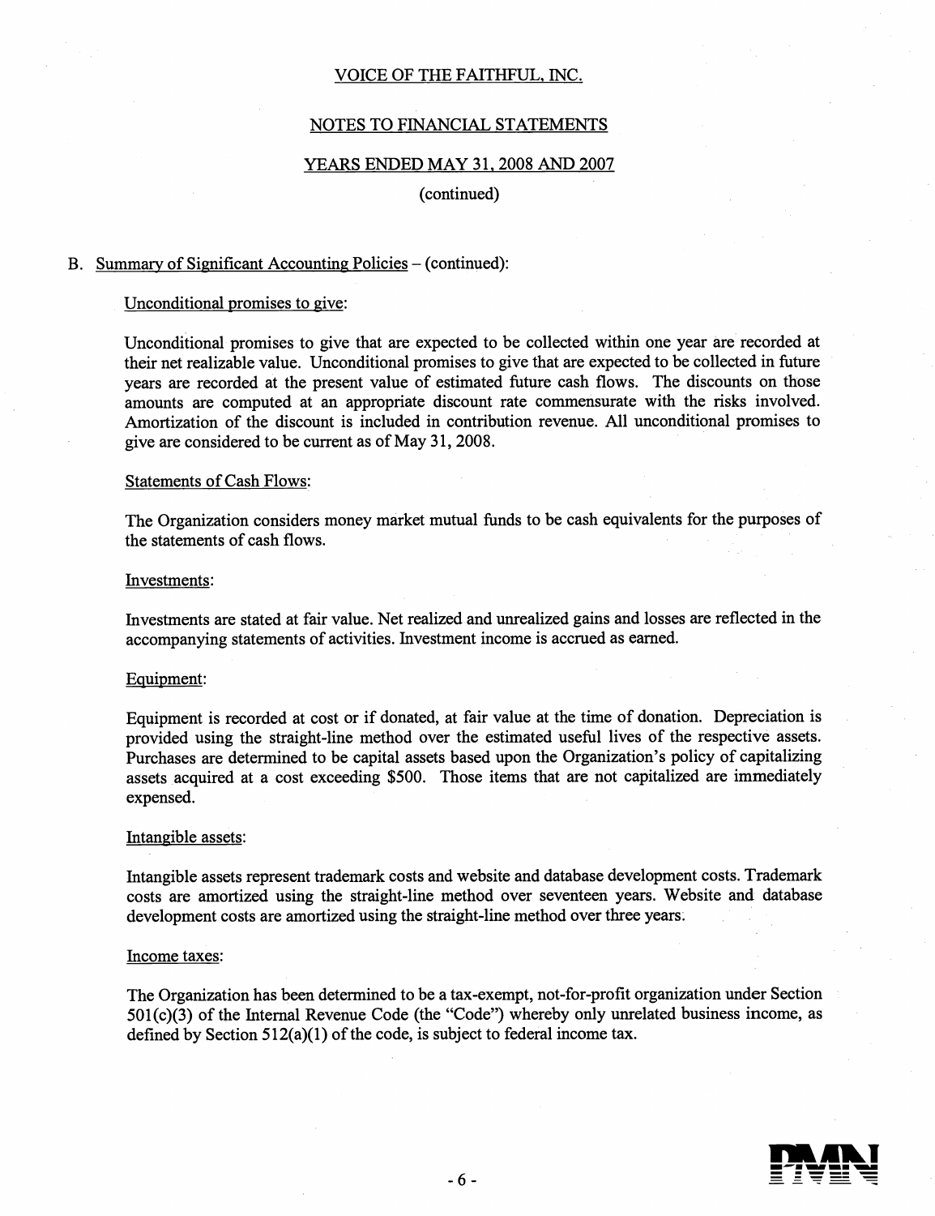# VOICE OF THE FAITHFUL, INC.

## NOTES TO FINANCIAL STATEMENTS

### YEARS ENDED MAY 31, 2008 AND 2007

(continued)

B. Summary of Significant Accounting Policies – (continued):

Unconditional promises to give:

Unconditional promises to give that are expected to be collected within one year are recorded at their net realizable value. Unconditional promises to give that are expected to be collected in future years are recorded at the present value of estimated future cash flows. The discounts on those amounts are computed at an appropriate discount rate commensurate with the risks involved. Amortization of the discount is included in contribution revenue. All unconditional promises to give are considered to be current as of May 31, 2008.

Statements of Cash Flows:

The Organization considers money market mutual funds to be cash equivalents for the purposes of the statements of cash flows.

Investments:

Investments are stated at fair value. Net realized and unrealized gains and losses are reflected in the accompanying statements of activities. Investment income is accrued as earned.

Equipment:

Equipment is recorded at cost or if donated, at fair value at the time of donation. Depreciation is provided using the straight-line method over the estimated useful lives of the respective assets. Purchases are determined to be capital assets based upon the Organization's policy of capitalizing assets acquired at a cost exceeding $500. Those items that are not capitalized are immediately expensed.

Intangible assets:

Intangible assets represent trademark costs and website and database development costs. Trademark costs are amortized using the straight-line method over seventeen years. Website and database development costs are amortized using the straight-line method over three years.

Income taxes:

The Organization has been determined to be a tax-exempt, not-for-profit organization under Section 501(c)(3) of the Internal Revenue Code (the "Code") whereby only unrelated business income, as defined by Section 512(a)(1) of the code, is subject to federal income tax.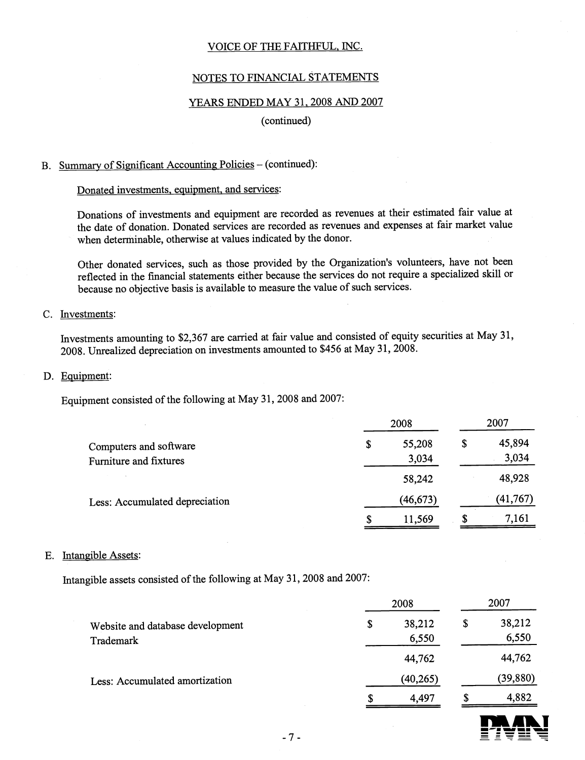VOICE OF THE FAITHFUL, INC.

NOTES TO FINANCIAL STATEMENTS

YEARS ENDED MAY 31, 2008 AND 2007

(continued)

B. Summary of Significant Accounting Policies – (continued):

Donated investments, equipment, and services:

Donations of investments and equipment are recorded as revenues at their estimated fair value at the date of donation. Donated services are recorded as revenues and expenses at fair market value when determinable, otherwise at values indicated by the donor.

Other donated services, such as those provided by the Organization's volunteers, have not been reflected in the financial statements either because the services do not require a specialized skill or because no objective basis is available to measure the value of such services.

C. Investments:

Investments amounting to $2,367 are carried at fair value and consisted of equity securities at May 31, 2008. Unrealized depreciation on investments amounted to $456 at May 31, 2008.

D. Equipment:

Equipment consisted of the following at May 31, 2008 and 2007:

| | 2008 | 2007 |
|---|---|---|
| Computers and software | $ 55,208 | $ 45,894 |
| Furniture and fixtures | 3,034 | 3,034 |
| | 58,242 | 48,928 |
| Less: Accumulated depreciation | (46,673) | (41,767) |
| | $ 11,569 | $ 7,161 |

E. Intangible Assets:

Intangible assets consisted of the following at May 31, 2008 and 2007:

| | 2008 | 2007 |
|---|---|---|
| Website and database development | $ 38,212 | $ 38,212 |
| Trademark | 6,550 | 6,550 |
| | 44,762 | 44,762 |
| Less: Accumulated amortization | (40,265) | (39,880) |
| | $ 4,497 | $ 4,882 |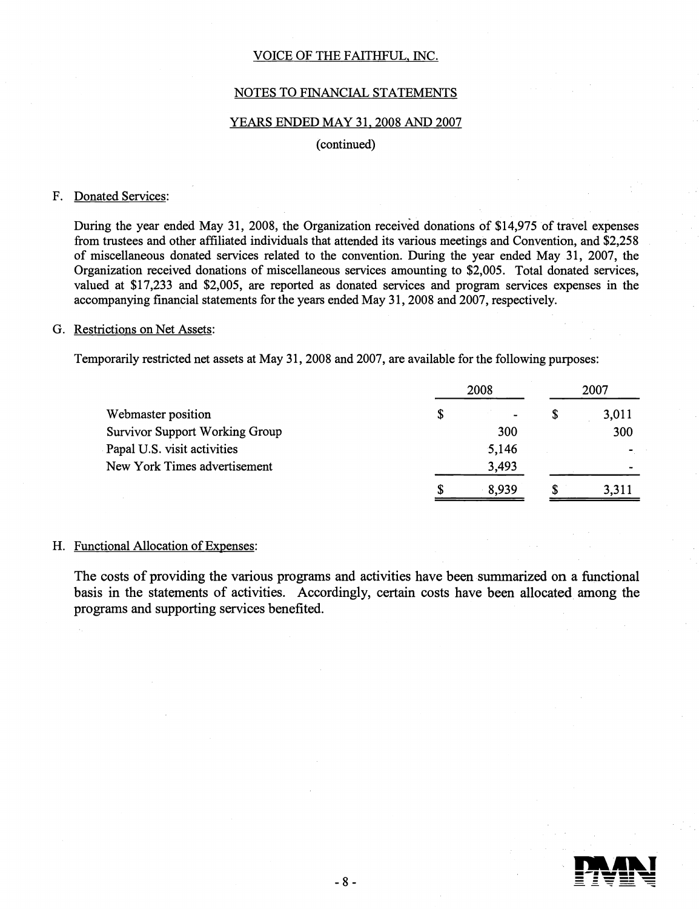VOICE OF THE FAITHFUL, INC.

NOTES TO FINANCIAL STATEMENTS

YEARS ENDED MAY 31, 2008 AND 2007

(continued)

F. Donated Services:

During the year ended May 31, 2008, the Organization received donations of $14,975 of travel expenses from trustees and other affiliated individuals that attended its various meetings and Convention, and $2,258 of miscellaneous donated services related to the convention. During the year ended May 31, 2007, the Organization received donations of miscellaneous services amounting to $2,005. Total donated services, valued at $17,233 and $2,005, are reported as donated services and program services expenses in the accompanying financial statements for the years ended May 31, 2008 and 2007, respectively.

G. Restrictions on Net Assets:

Temporarily restricted net assets at May 31, 2008 and 2007, are available for the following purposes:

| | 2008 | 2007 |
|---|---|---|
| Webmaster position | $ - | $ 3,011 |
| Survivor Support Working Group | 300 | 300 |
| Papal U.S. visit activities | 5,146 | - |
| New York Times advertisement | 3,493 | - |
| | $ 8,939 | $ 3,311 |

H. Functional Allocation of Expenses:

The costs of providing the various programs and activities have been summarized on a functional basis in the statements of activities. Accordingly, certain costs have been allocated among the programs and supporting services benefited.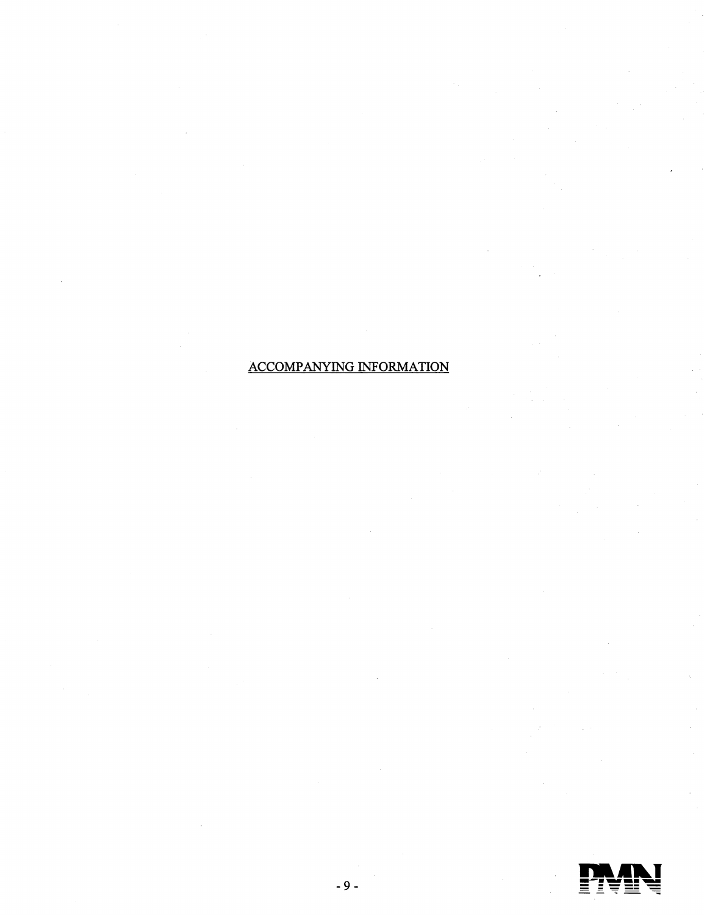ACCOMPANYING INFORMATION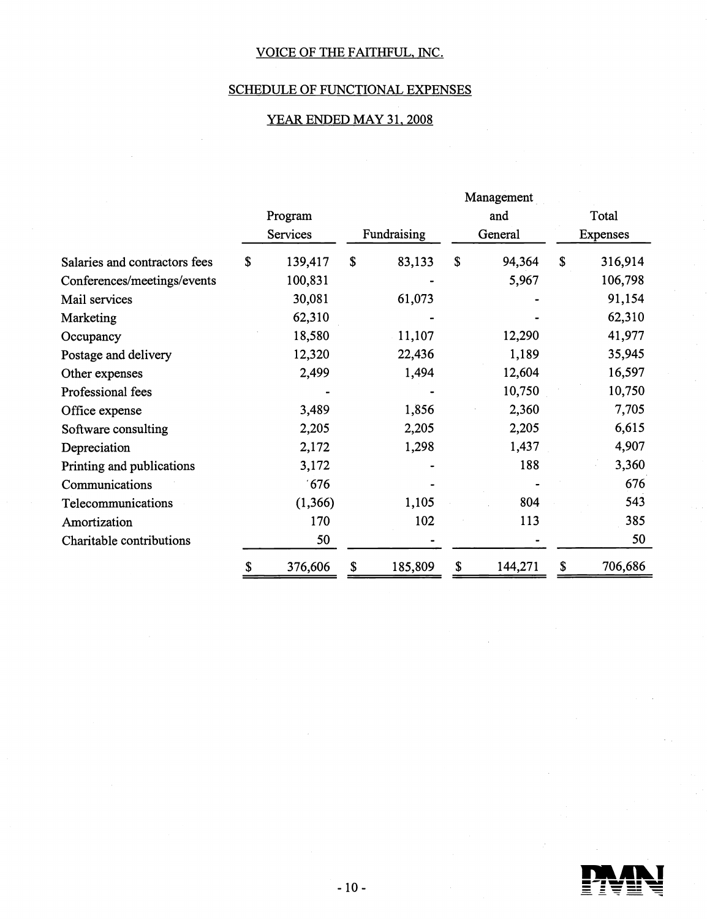# VOICE OF THE FAITHFUL, INC.

## SCHEDULE OF FUNCTIONAL EXPENSES

### YEAR ENDED MAY 31, 2008

| | Program Services | Fundraising | Management and General | Total Expenses |
|---|---|---|---|---|
| Salaries and contractors fees | $ 139,417 | $ 83,133 | $ 94,364 | $ 316,914 |
| Conferences/meetings/events | 100,831 | - | 5,967 | 106,798 |
| Mail services | 30,081 | 61,073 | - | 91,154 |
| Marketing | 62,310 | - | - | 62,310 |
| Occupancy | 18,580 | 11,107 | 12,290 | 41,977 |
| Postage and delivery | 12,320 | 22,436 | 1,189 | 35,945 |
| Other expenses | 2,499 | 1,494 | 12,604 | 16,597 |
| Professional fees | - | - | 10,750 | 10,750 |
| Office expense | 3,489 | 1,856 | 2,360 | 7,705 |
| Software consulting | 2,205 | 2,205 | 2,205 | 6,615 |
| Depreciation | 2,172 | 1,298 | 1,437 | 4,907 |
| Printing and publications | 3,172 | - | 188 | 3,360 |
| Communications | 676 | - | - | 676 |
| Telecommunications | (1,366) | 1,105 | 804 | 543 |
| Amortization | 170 | 102 | 113 | 385 |
| Charitable contributions | 50 | - | - | 50 |
| | $ 376,606 | $ 185,809 | $ 144,271 | $ 706,686 |